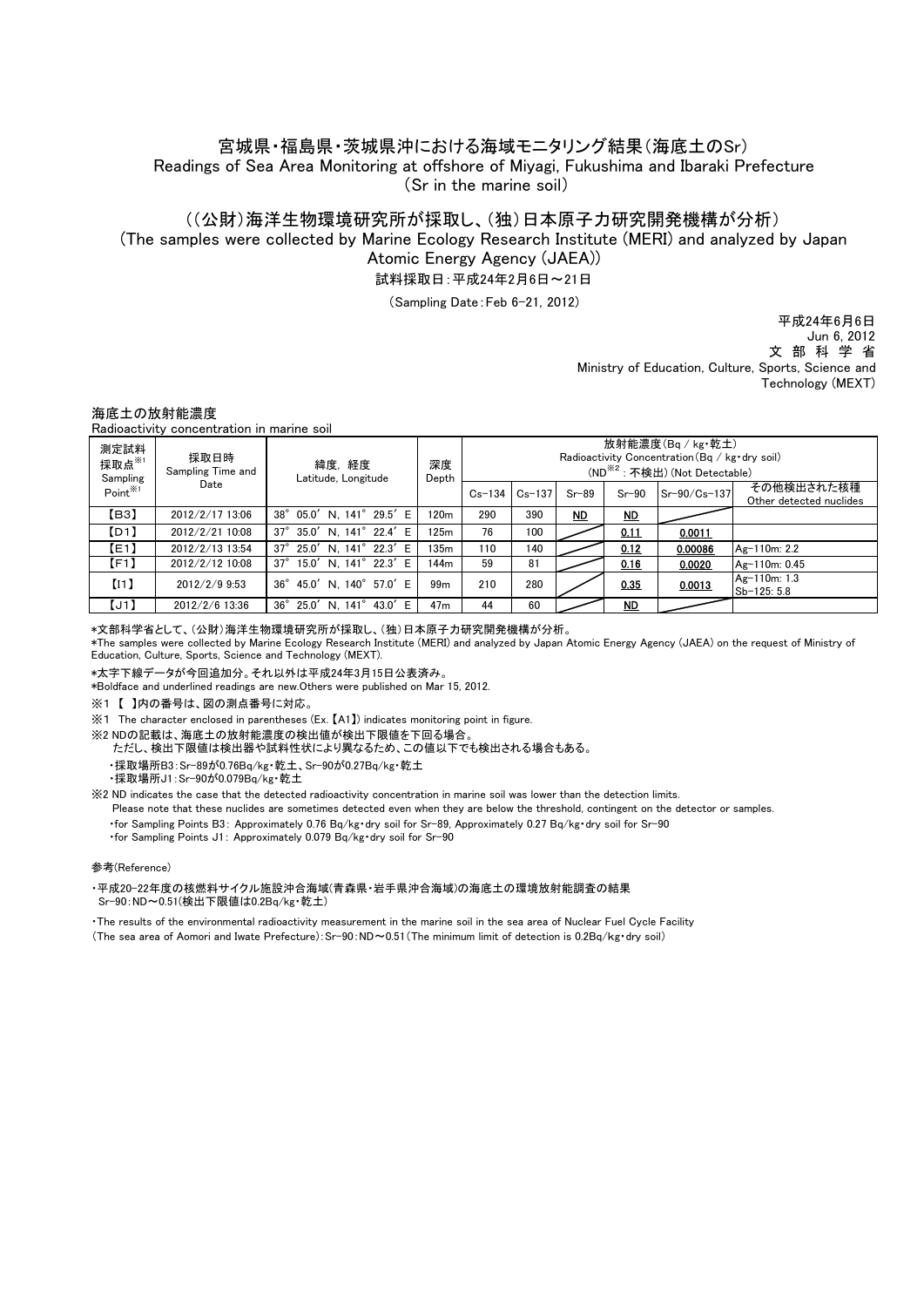# 宮城県・福島県・茨城県沖における海域モニタリング結果（海底土のSr）
Readings of Sea Area Monitoring at offshore of Miyagi, Fukushima and Ibaraki Prefecture
（Sr in the marine soil）

## （（公財）海洋生物環境研究所が採取し、（独）日本原子力研究開発機構が分析）
(The samples were collected by Marine Ecology Research Institute (MERI) and analyzed by Japan Atomic Energy Agency (JAEA))

試料採取日：平成24年2月6日～21日

（Sampling Date：Feb 6-21, 2012）

平成24年6月6日
Jun 6, 2012
文 部 科 学 省
Ministry of Education, Culture, Sports, Science and Technology (MEXT)

海底土の放射能濃度
Radioactivity concentration in marine soil

| 測定試料採取点※1 Sampling Point※1 | 採取日時 Sampling Time and Date | 緯度, 経度 Latitude, Longitude | 深度 Depth | 放射能濃度（Bq / kg・乾土） Radioactivity Concentration（Bq / kg・dry soil） （ND※2：不検出）(Not Detectable) | | | | | |
|---|---|---|---|---|---|---|---|---|---|
| | | | | Cs-134 | Cs-137 | Sr-89 | Sr-90 | Sr-90/Cs-137 | その他検出された核種 Other detected nuclides |
| 【B3】 | 2012/2/17 13:06 | 38° 05.0′ N, 141° 29.5′ E | 120m | 290 | 390 | **ND** | **ND** | | |
| 【D1】 | 2012/2/21 10:08 | 37° 35.0′ N, 141° 22.4′ E | 125m | 76 | 100 | | **0.11** | **0.0011** | |
| 【E1】 | 2012/2/13 13:54 | 37° 25.0′ N, 141° 22.3′ E | 135m | 110 | 140 | | **0.12** | **0.00086** | Ag-110m: 2.2 |
| 【F1】 | 2012/2/12 10:08 | 37° 15.0′ N, 141° 22.3′ E | 144m | 59 | 81 | | **0.16** | **0.0020** | Ag-110m: 0.45 |
| 【I1】 | 2012/2/9 9:53 | 36° 45.0′ N, 140° 57.0′ E | 99m | 210 | 280 | | **0.35** | **0.0013** | Ag-110m: 1.3 Sb-125: 5.8 |
| 【J1】 | 2012/2/6 13:36 | 36° 25.0′ N, 141° 43.0′ E | 47m | 44 | 60 | | **ND** | | |

*文部科学省として、(公財)海洋生物環境研究所が採取し、(独)日本原子力研究開発機構が分析。
*The samples were collected by Marine Ecology Research Institute (MERI) and analyzed by Japan Atomic Energy Agency (JAEA) on the request of Ministry of Education, Culture, Sports, Science and Technology (MEXT).

*太字下線データが今回追加分。それ以外は平成24年3月15日公表済み。
*Boldface and underlined readings are new.Others were published on Mar 15, 2012.

※1 【 】内の番号は、図の測点番号に対応。

※1 The character enclosed in parentheses (Ex.【A1】) indicates monitoring point in figure.

※2 NDの記載は、海底土の放射能濃度の検出値が検出下限値を下回る場合。
ただし、検出下限値は検出器や試料性状により異なるため、この値以下でも検出される場合もある。
- 採取場所B3：Sr-89が0.76Bq/kg・乾土、Sr-90が0.27Bq/kg・乾土
- 採取場所J1：Sr-90が0.079Bq/kg・乾土

※2 ND indicates the case that the detected radioactivity concentration in marine soil was lower than the detection limits.
Please note that these nuclides are sometimes detected even when they are below the threshold, contingent on the detector or samples.
- for Sampling Points B3： Approximately 0.76 Bq/kg・dry soil for Sr-89, Approximately 0.27 Bq/kg・dry soil for Sr-90
- for Sampling Points J1： Approximately 0.079 Bq/kg・dry soil for Sr-90

参考(Reference)

・平成20-22年度の核燃料サイクル施設沖合海域(青森県・岩手県沖合海域)の海底土の環境放射能調査の結果
Sr-90：ND～0.51(検出下限値は0.2Bq/kg・乾土)

・The results of the environmental radioactivity measurement in the marine soil in the sea area of Nuclear Fuel Cycle Facility
(The sea area of Aomori and Iwate Prefecture)：Sr-90：ND～0.51(The minimum limit of detection is 0.2Bq/kg・dry soil)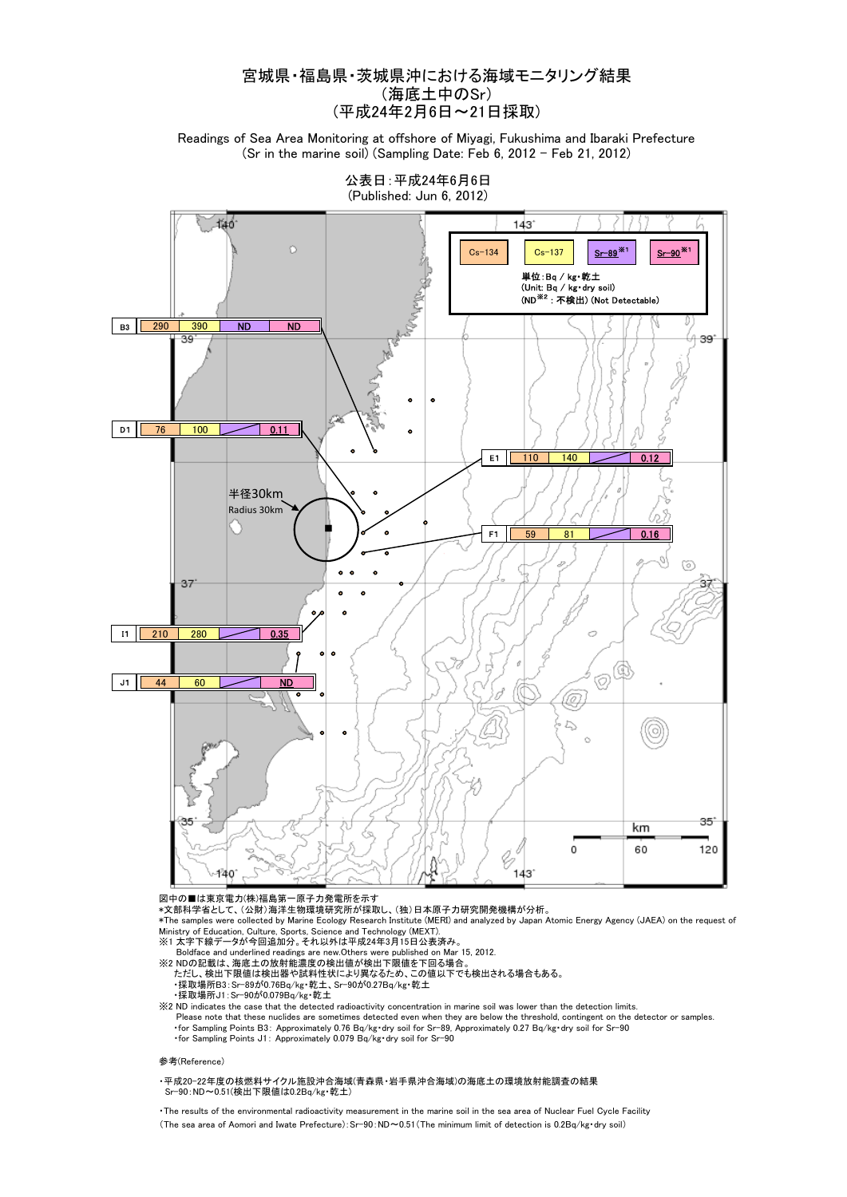# 宮城県・福島県・茨城県沖における海域モニタリング結果
# （海底土中のSr）
# （平成24年2月6日～21日採取）

Readings of Sea Area Monitoring at offshore of Miyagi, Fukushima and Ibaraki Prefecture
(Sr in the marine soil) (Sampling Date: Feb 6, 2012 - Feb 21, 2012)

公表日：平成24年6月6日
(Published: Jun 6, 2012)

単位：Bq / kg・乾土
(Unit: Bq / kg・dry soil)
(ND※2：不検出) (Not Detectable)

| 採取場所 | Cs-134 | Cs-137 | **Sr-89**※1 | **Sr-90**※1 |
|---|---|---|---|---|
| B3 | 290 | 390 | **ND** | **ND** |
| D1 | 76 | 100 | | **0.11** |
| E1 | 110 | 140 | | **0.12** |
| F1 | 59 | 81 | | **0.16** |
| I1 | 210 | 280 | | **0.35** |
| J1 | 44 | 60 | | **ND** |

半径30km
Radius 30km

図中の■は東京電力(株)福島第一原子力発電所を示す
*文部科学省として、（公財）海洋生物環境研究所が採取し、（独）日本原子力研究開発機構が分析。
*The samples were collected by Marine Ecology Research Institute (MERI) and analyzed by Japan Atomic Energy Agency (JAEA) on the request of Ministry of Education, Culture, Sports, Science and Technology (MEXT).

※1 太字下線データが今回追加分。それ以外は平成24年3月15日公表済み。
Boldface and underlined readings are new.Others were published on Mar 15, 2012.

※2 NDの記載は、海底土の放射能濃度の検出値が検出下限値を下回る場合。
ただし、検出下限値は検出器や試料性状により異なるため、この値以下でも検出される場合もある。
・採取場所B3：Sr-89が0.76Bq/kg・乾土、Sr-90が0.27Bq/kg・乾土
・採取場所J1：Sr-90が0.079Bq/kg・乾土

※2 ND indicates the case that the detected radioactivity concentration in marine soil was lower than the detection limits.
Please note that these nuclides are sometimes detected even when they are below the threshold, contingent on the detector or samples.
・for Sampling Points B3: Approximately 0.76 Bq/kg・dry soil for Sr-89, Approximately 0.27 Bq/kg・dry soil for Sr-90
・for Sampling Points J1: Approximately 0.079 Bq/kg・dry soil for Sr-90

参考(Reference)

・平成20-22年度の核燃料サイクル施設沖合海域(青森県・岩手県沖合海域)の海底土の環境放射能調査の結果
Sr-90：ND～0.51(検出下限値は0.2Bq/kg・乾土)

・The results of the environmental radioactivity measurement in the marine soil in the sea area of Nuclear Fuel Cycle Facility
(The sea area of Aomori and Iwate Prefecture)：Sr-90：ND～0.51(The minimum limit of detection is 0.2Bq/kg・dry soil)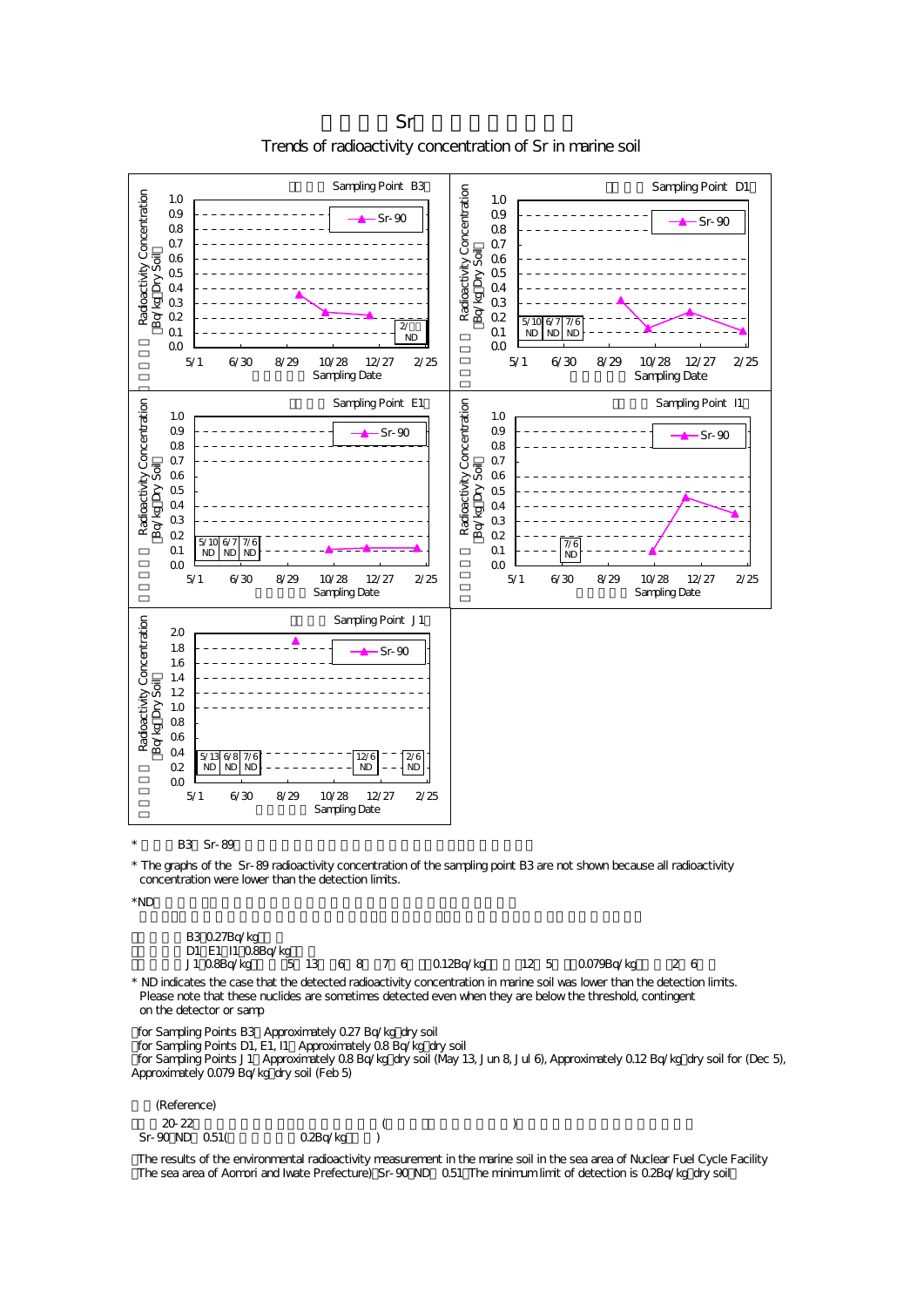Sr

Trends of radioactivity concentration of Sr in marine soil

Sampling Point B3

Radioactivity Concentration (Bq/kg Dry Soil)

1.0 0.9 0.8 0.7 0.6 0.5 0.4 0.3 0.2 0.1 0.0

Sr-90

2/ ND

5/1 6/30 8/29 10/28 12/27 2/25

Sampling Date

Sampling Point D1

Radioactivity Concentration (Bq/kg Dry Soil)

1.0 0.9 0.8 0.7 0.6 0.5 0.4 0.3 0.2 0.1 0.0

Sr-90

5/10 ND 6/7 ND 7/6 ND

5/1 6/30 8/29 10/28 12/27 2/25

Sampling Date

Sampling Point E1

Radioactivity Concentration (Bq/kg Dry Soil)

1.0 0.9 0.8 0.7 0.6 0.5 0.4 0.3 0.2 0.1 0.0

Sr-90

5/10 ND 6/7 ND 7/6 ND

5/1 6/30 8/29 10/28 12/27 2/25

Sampling Date

Sampling Point I1

Radioactivity Concentration (Bq/kg Dry Soil)

1.0 0.9 0.8 0.7 0.6 0.5 0.4 0.3 0.2 0.1 0.0

Sr-90

7/6 ND

5/1 6/30 8/29 10/28 12/27 2/25

Sampling Date

Sampling Point J1

Radioactivity Concentration (Bq/kg Dry Soil)

2.0 1.8 1.6 1.4 1.2 1.0 0.8 0.6 0.4 0.2 0.0

Sr-90

5/13 ND 6/8 ND 7/6 ND 12/6 ND 2/6 ND

5/1 6/30 8/29 10/28 12/27 2/25

Sampling Date

\* B3 Sr-89

\* The graphs of the Sr-89 radioactivity concentration of the sampling point B3 are not shown because all radioactivity concentration were lower than the detection limits.

\*ND

B3 0.27Bq/kg
D1 E1 I1 0.8Bq/kg
J1 0.8Bq/kg 5 13 6 8 7 6 0.12Bq/kg 12 5 0.079Bq/kg 2 6

\* ND indicates the case that the detected radioactivity concentration in marine soil was lower than the detection limits. Please note that these nuclides are sometimes detected even when they are below the threshold, contingent on the detector or samp

for Sampling Points B3 Approximately 0.27 Bq/kg dry soil
for Sampling Points D1, E1, I1 Approximately 0.8 Bq/kg dry soil
for Sampling Points J1 Approximately 0.8 Bq/kg dry soil (May 13, Jun 8, Jul 6), Approximately 0.12 Bq/kg dry soil for (Dec 5), Approximately 0.079 Bq/kg dry soil (Feb 5)

(Reference)

20-22 ( )
Sr-90 ND 0.51( 0.2Bq/kg )

The results of the environmental radioactivity measurement in the marine soil in the sea area of Nuclear Fuel Cycle Facility (The sea area of Aomori and Iwate Prefecture) Sr-90 ND 0.51 The minimum limit of detection is 0.2Bq/kg dry soil